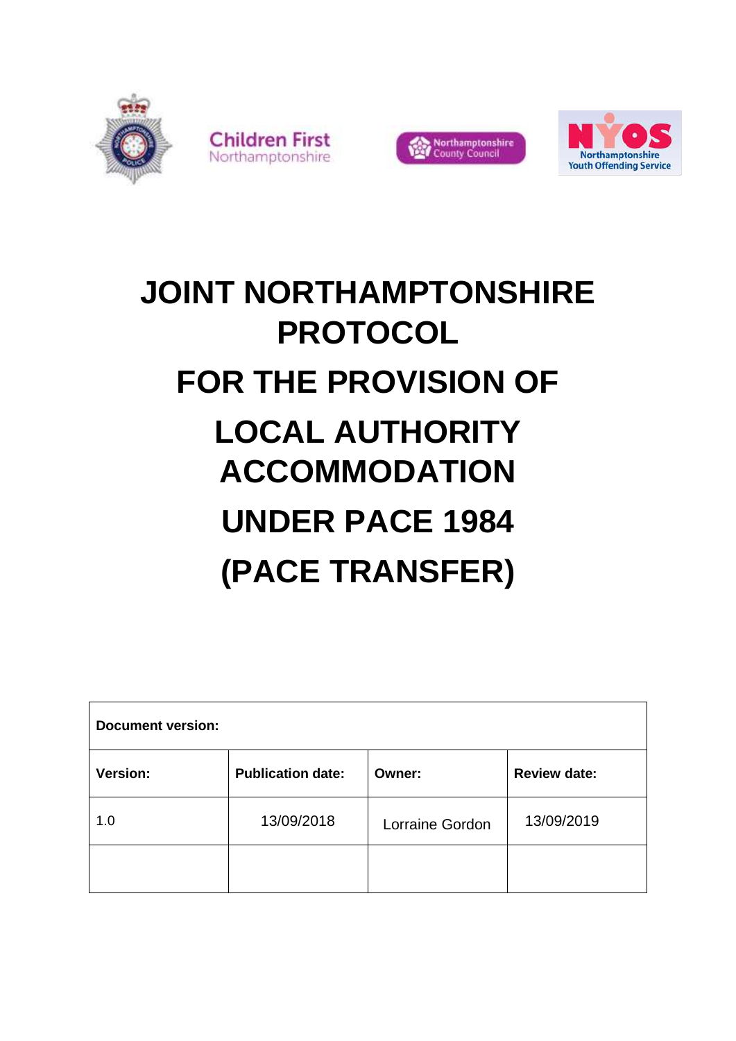# JOINT NORTHAMPTONSHIRE PROTOCOL

# FOR THE PROVISION OF

# LOCAL AUTHORITY ACCOMMODATION

# UNDER PACE 1984

# (PACE TRANSFER)

| **Document version:** | | | |
|---|---|---|---|
| **Version:** | **Publication date:** | **Owner:** | **Review date:** |
| 1.0 | 13/09/2018 | Lorraine Gordon | 13/09/2019 |
| | | | |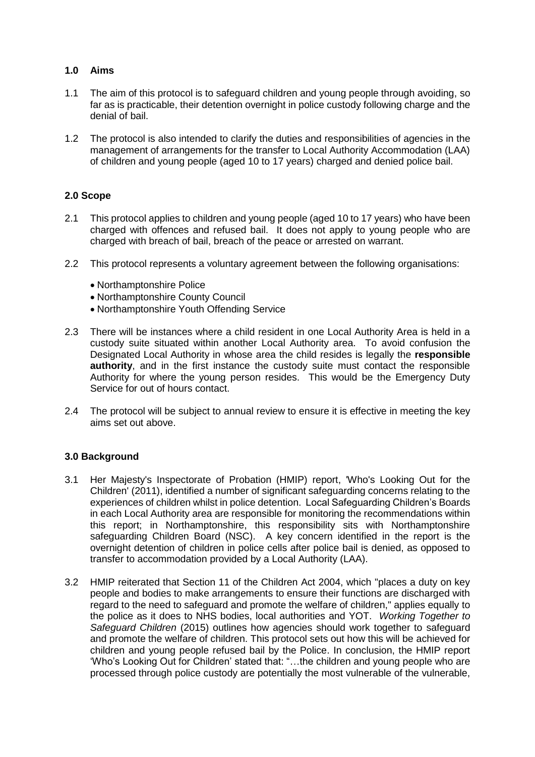## 1.0 Aims

1.1 The aim of this protocol is to safeguard children and young people through avoiding, so far as is practicable, their detention overnight in police custody following charge and the denial of bail.

1.2 The protocol is also intended to clarify the duties and responsibilities of agencies in the management of arrangements for the transfer to Local Authority Accommodation (LAA) of children and young people (aged 10 to 17 years) charged and denied police bail.

## 2.0 Scope

2.1 This protocol applies to children and young people (aged 10 to 17 years) who have been charged with offences and refused bail. It does not apply to young people who are charged with breach of bail, breach of the peace or arrested on warrant.

2.2 This protocol represents a voluntary agreement between the following organisations:

- Northamptonshire Police
- Northamptonshire County Council
- Northamptonshire Youth Offending Service

2.3 There will be instances where a child resident in one Local Authority Area is held in a custody suite situated within another Local Authority area. To avoid confusion the Designated Local Authority in whose area the child resides is legally the **responsible authority**, and in the first instance the custody suite must contact the responsible Authority for where the young person resides. This would be the Emergency Duty Service for out of hours contact.

2.4 The protocol will be subject to annual review to ensure it is effective in meeting the key aims set out above.

## 3.0 Background

3.1 Her Majesty's Inspectorate of Probation (HMIP) report, 'Who's Looking Out for the Children' (2011), identified a number of significant safeguarding concerns relating to the experiences of children whilst in police detention. Local Safeguarding Children's Boards in each Local Authority area are responsible for monitoring the recommendations within this report; in Northamptonshire, this responsibility sits with Northamptonshire safeguarding Children Board (NSC). A key concern identified in the report is the overnight detention of children in police cells after police bail is denied, as opposed to transfer to accommodation provided by a Local Authority (LAA).

3.2 HMIP reiterated that Section 11 of the Children Act 2004, which "places a duty on key people and bodies to make arrangements to ensure their functions are discharged with regard to the need to safeguard and promote the welfare of children," applies equally to the police as it does to NHS bodies, local authorities and YOT. *Working Together to Safeguard Children* (2015) outlines how agencies should work together to safeguard and promote the welfare of children. This protocol sets out how this will be achieved for children and young people refused bail by the Police. In conclusion, the HMIP report 'Who's Looking Out for Children' stated that: "…the children and young people who are processed through police custody are potentially the most vulnerable of the vulnerable,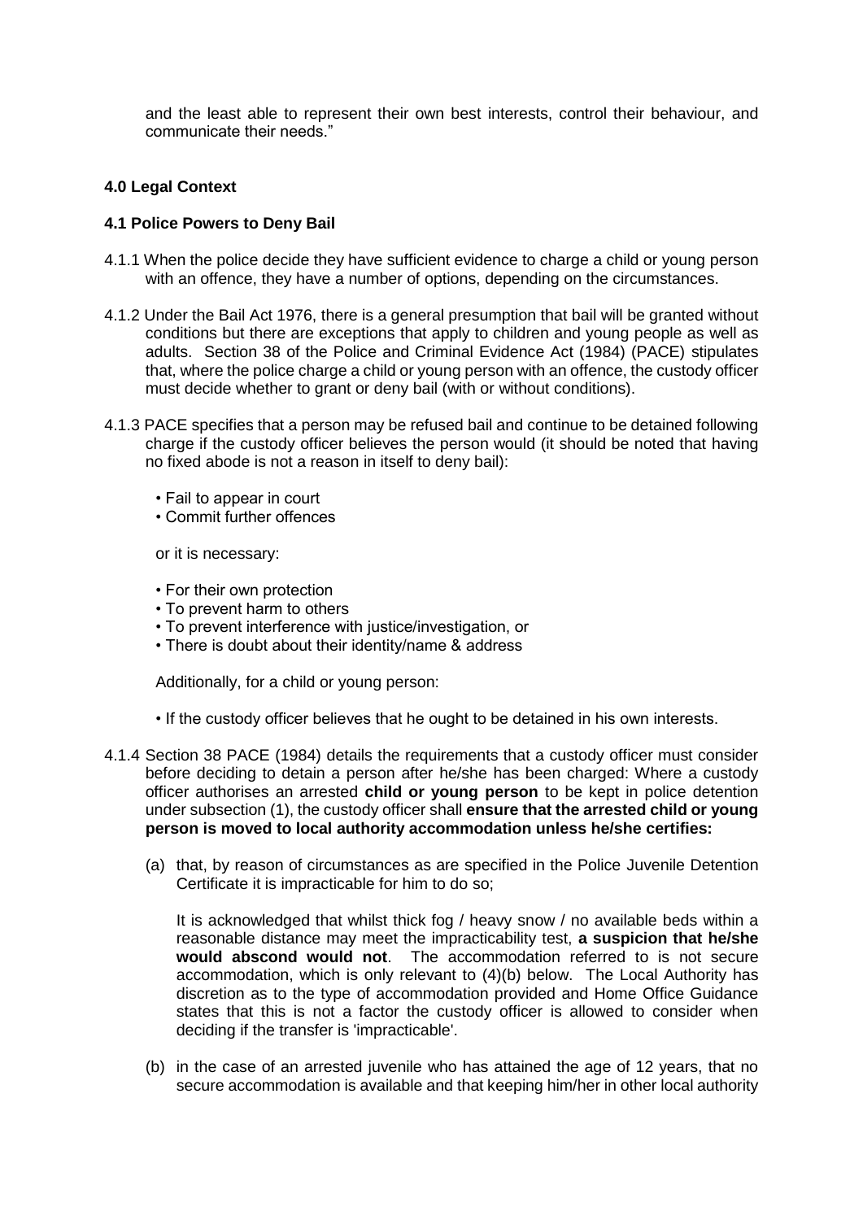and the least able to represent their own best interests, control their behaviour, and communicate their needs."

## 4.0 Legal Context

### 4.1 Police Powers to Deny Bail

4.1.1 When the police decide they have sufficient evidence to charge a child or young person with an offence, they have a number of options, depending on the circumstances.

4.1.2 Under the Bail Act 1976, there is a general presumption that bail will be granted without conditions but there are exceptions that apply to children and young people as well as adults. Section 38 of the Police and Criminal Evidence Act (1984) (PACE) stipulates that, where the police charge a child or young person with an offence, the custody officer must decide whether to grant or deny bail (with or without conditions).

4.1.3 PACE specifies that a person may be refused bail and continue to be detained following charge if the custody officer believes the person would (it should be noted that having no fixed abode is not a reason in itself to deny bail):

- Fail to appear in court
- Commit further offences

or it is necessary:

- For their own protection
- To prevent harm to others
- To prevent interference with justice/investigation, or
- There is doubt about their identity/name & address

Additionally, for a child or young person:

- If the custody officer believes that he ought to be detained in his own interests.

4.1.4 Section 38 PACE (1984) details the requirements that a custody officer must consider before deciding to detain a person after he/she has been charged: Where a custody officer authorises an arrested **child or young person** to be kept in police detention under subsection (1), the custody officer shall **ensure that the arrested child or young person is moved to local authority accommodation unless he/she certifies:**

(a) that, by reason of circumstances as are specified in the Police Juvenile Detention Certificate it is impracticable for him to do so;

It is acknowledged that whilst thick fog / heavy snow / no available beds within a reasonable distance may meet the impracticability test, **a suspicion that he/she would abscond would not**. The accommodation referred to is not secure accommodation, which is only relevant to (4)(b) below. The Local Authority has discretion as to the type of accommodation provided and Home Office Guidance states that this is not a factor the custody officer is allowed to consider when deciding if the transfer is 'impracticable'.

(b) in the case of an arrested juvenile who has attained the age of 12 years, that no secure accommodation is available and that keeping him/her in other local authority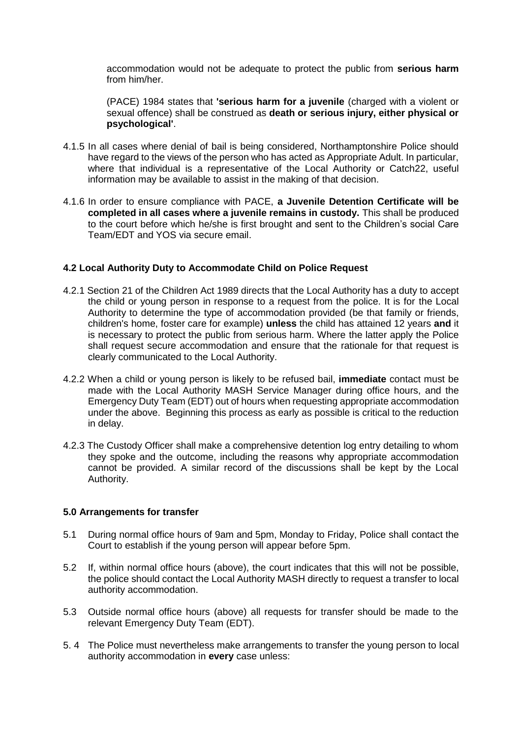accommodation would not be adequate to protect the public from **serious harm** from him/her.

(PACE) 1984 states that **'serious harm for a juvenile** (charged with a violent or sexual offence) shall be construed as **death or serious injury, either physical or psychological'**.

4.1.5 In all cases where denial of bail is being considered, Northamptonshire Police should have regard to the views of the person who has acted as Appropriate Adult. In particular, where that individual is a representative of the Local Authority or Catch22, useful information may be available to assist in the making of that decision.

4.1.6 In order to ensure compliance with PACE, **a Juvenile Detention Certificate will be completed in all cases where a juvenile remains in custody.** This shall be produced to the court before which he/she is first brought and sent to the Children's social Care Team/EDT and YOS via secure email.

### 4.2 Local Authority Duty to Accommodate Child on Police Request

4.2.1 Section 21 of the Children Act 1989 directs that the Local Authority has a duty to accept the child or young person in response to a request from the police. It is for the Local Authority to determine the type of accommodation provided (be that family or friends, children's home, foster care for example) **unless** the child has attained 12 years **and** it is necessary to protect the public from serious harm. Where the latter apply the Police shall request secure accommodation and ensure that the rationale for that request is clearly communicated to the Local Authority.

4.2.2 When a child or young person is likely to be refused bail, **immediate** contact must be made with the Local Authority MASH Service Manager during office hours, and the Emergency Duty Team (EDT) out of hours when requesting appropriate accommodation under the above. Beginning this process as early as possible is critical to the reduction in delay.

4.2.3 The Custody Officer shall make a comprehensive detention log entry detailing to whom they spoke and the outcome, including the reasons why appropriate accommodation cannot be provided. A similar record of the discussions shall be kept by the Local Authority.

### 5.0 Arrangements for transfer

5.1 During normal office hours of 9am and 5pm, Monday to Friday, Police shall contact the Court to establish if the young person will appear before 5pm.

5.2 If, within normal office hours (above), the court indicates that this will not be possible, the police should contact the Local Authority MASH directly to request a transfer to local authority accommodation.

5.3 Outside normal office hours (above) all requests for transfer should be made to the relevant Emergency Duty Team (EDT).

5. 4 The Police must nevertheless make arrangements to transfer the young person to local authority accommodation in **every** case unless: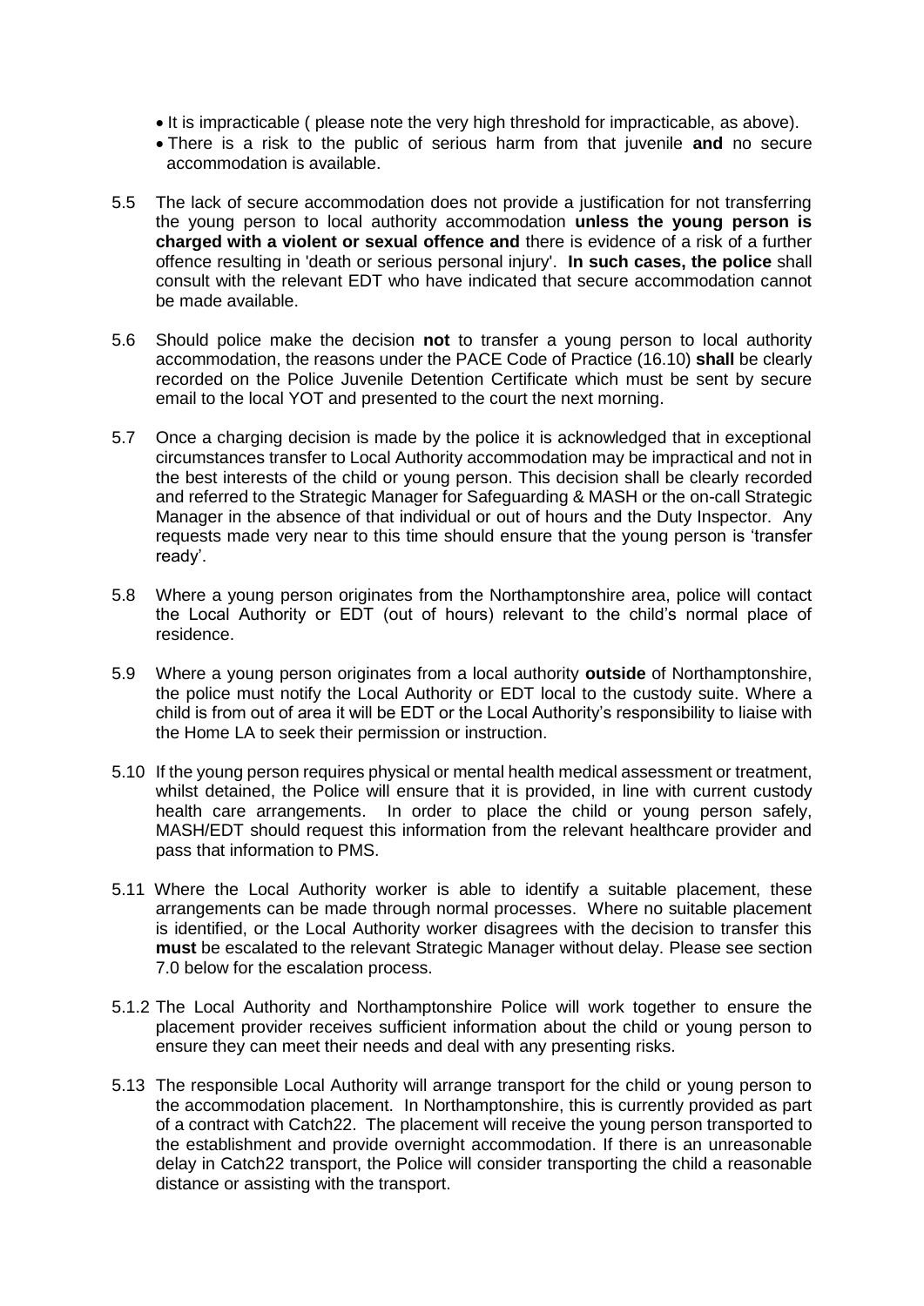- It is impracticable ( please note the very high threshold for impracticable, as above).
- There is a risk to the public of serious harm from that juvenile **and** no secure accommodation is available.

5.5 The lack of secure accommodation does not provide a justification for not transferring the young person to local authority accommodation **unless the young person is charged with a violent or sexual offence and** there is evidence of a risk of a further offence resulting in 'death or serious personal injury'. **In such cases, the police** shall consult with the relevant EDT who have indicated that secure accommodation cannot be made available.

5.6 Should police make the decision **not** to transfer a young person to local authority accommodation, the reasons under the PACE Code of Practice (16.10) **shall** be clearly recorded on the Police Juvenile Detention Certificate which must be sent by secure email to the local YOT and presented to the court the next morning.

5.7 Once a charging decision is made by the police it is acknowledged that in exceptional circumstances transfer to Local Authority accommodation may be impractical and not in the best interests of the child or young person. This decision shall be clearly recorded and referred to the Strategic Manager for Safeguarding & MASH or the on-call Strategic Manager in the absence of that individual or out of hours and the Duty Inspector. Any requests made very near to this time should ensure that the young person is 'transfer ready'.

5.8 Where a young person originates from the Northamptonshire area, police will contact the Local Authority or EDT (out of hours) relevant to the child's normal place of residence.

5.9 Where a young person originates from a local authority **outside** of Northamptonshire, the police must notify the Local Authority or EDT local to the custody suite. Where a child is from out of area it will be EDT or the Local Authority's responsibility to liaise with the Home LA to seek their permission or instruction.

5.10 If the young person requires physical or mental health medical assessment or treatment, whilst detained, the Police will ensure that it is provided, in line with current custody health care arrangements. In order to place the child or young person safely, MASH/EDT should request this information from the relevant healthcare provider and pass that information to PMS.

5.11 Where the Local Authority worker is able to identify a suitable placement, these arrangements can be made through normal processes. Where no suitable placement is identified, or the Local Authority worker disagrees with the decision to transfer this **must** be escalated to the relevant Strategic Manager without delay. Please see section 7.0 below for the escalation process.

5.1.2 The Local Authority and Northamptonshire Police will work together to ensure the placement provider receives sufficient information about the child or young person to ensure they can meet their needs and deal with any presenting risks.

5.13 The responsible Local Authority will arrange transport for the child or young person to the accommodation placement. In Northamptonshire, this is currently provided as part of a contract with Catch22. The placement will receive the young person transported to the establishment and provide overnight accommodation. If there is an unreasonable delay in Catch22 transport, the Police will consider transporting the child a reasonable distance or assisting with the transport.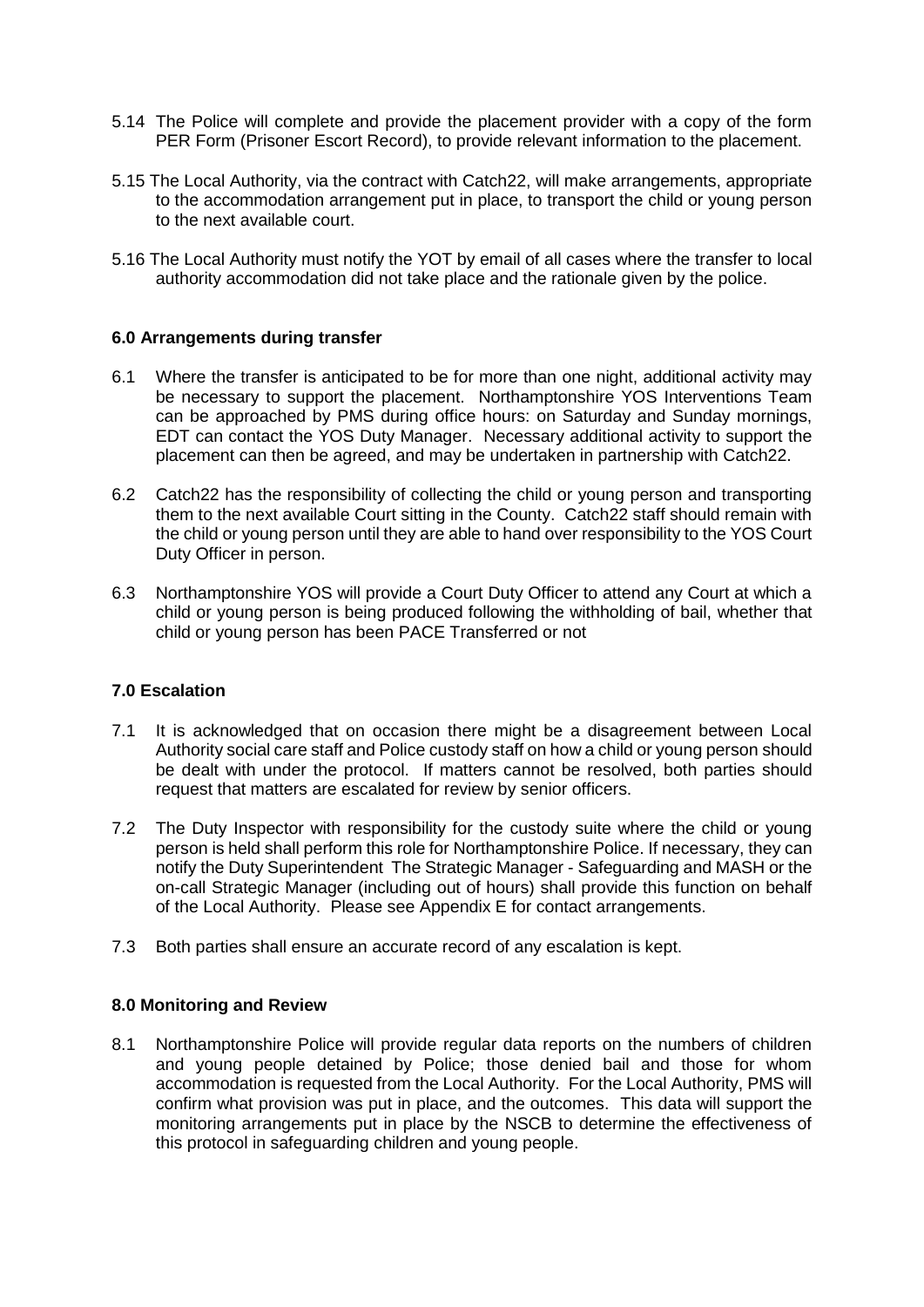5.14 The Police will complete and provide the placement provider with a copy of the form PER Form (Prisoner Escort Record), to provide relevant information to the placement.

5.15 The Local Authority, via the contract with Catch22, will make arrangements, appropriate to the accommodation arrangement put in place, to transport the child or young person to the next available court.

5.16 The Local Authority must notify the YOT by email of all cases where the transfer to local authority accommodation did not take place and the rationale given by the police.

### 6.0 Arrangements during transfer

6.1 Where the transfer is anticipated to be for more than one night, additional activity may be necessary to support the placement. Northamptonshire YOS Interventions Team can be approached by PMS during office hours: on Saturday and Sunday mornings, EDT can contact the YOS Duty Manager. Necessary additional activity to support the placement can then be agreed, and may be undertaken in partnership with Catch22.

6.2 Catch22 has the responsibility of collecting the child or young person and transporting them to the next available Court sitting in the County. Catch22 staff should remain with the child or young person until they are able to hand over responsibility to the YOS Court Duty Officer in person.

6.3 Northamptonshire YOS will provide a Court Duty Officer to attend any Court at which a child or young person is being produced following the withholding of bail, whether that child or young person has been PACE Transferred or not

### 7.0 Escalation

7.1 It is acknowledged that on occasion there might be a disagreement between Local Authority social care staff and Police custody staff on how a child or young person should be dealt with under the protocol. If matters cannot be resolved, both parties should request that matters are escalated for review by senior officers.

7.2 The Duty Inspector with responsibility for the custody suite where the child or young person is held shall perform this role for Northamptonshire Police. If necessary, they can notify the Duty Superintendent The Strategic Manager - Safeguarding and MASH or the on-call Strategic Manager (including out of hours) shall provide this function on behalf of the Local Authority. Please see Appendix E for contact arrangements.

7.3 Both parties shall ensure an accurate record of any escalation is kept.

### 8.0 Monitoring and Review

8.1 Northamptonshire Police will provide regular data reports on the numbers of children and young people detained by Police; those denied bail and those for whom accommodation is requested from the Local Authority. For the Local Authority, PMS will confirm what provision was put in place, and the outcomes. This data will support the monitoring arrangements put in place by the NSCB to determine the effectiveness of this protocol in safeguarding children and young people.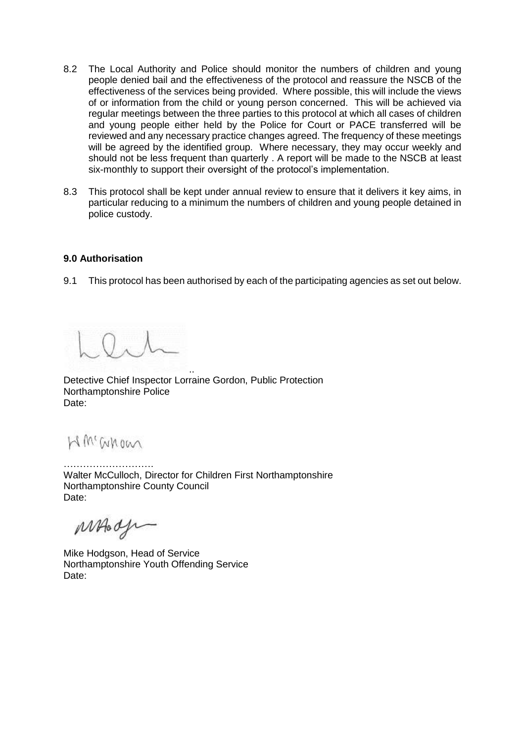8.2 The Local Authority and Police should monitor the numbers of children and young people denied bail and the effectiveness of the protocol and reassure the NSCB of the effectiveness of the services being provided. Where possible, this will include the views of or information from the child or young person concerned. This will be achieved via regular meetings between the three parties to this protocol at which all cases of children and young people either held by the Police for Court or PACE transferred will be reviewed and any necessary practice changes agreed. The frequency of these meetings will be agreed by the identified group. Where necessary, they may occur weekly and should not be less frequent than quarterly . A report will be made to the NSCB at least six-monthly to support their oversight of the protocol's implementation.

8.3 This protocol shall be kept under annual review to ensure that it delivers it key aims, in particular reducing to a minimum the numbers of children and young people detained in police custody.

**9.0 Authorisation**

9.1 This protocol has been authorised by each of the participating agencies as set out below.

..

Detective Chief Inspector Lorraine Gordon, Public Protection
Northamptonshire Police
Date:

………………………
Walter McCulloch, Director for Children First Northamptonshire
Northamptonshire County Council
Date:

Mike Hodgson, Head of Service
Northamptonshire Youth Offending Service
Date: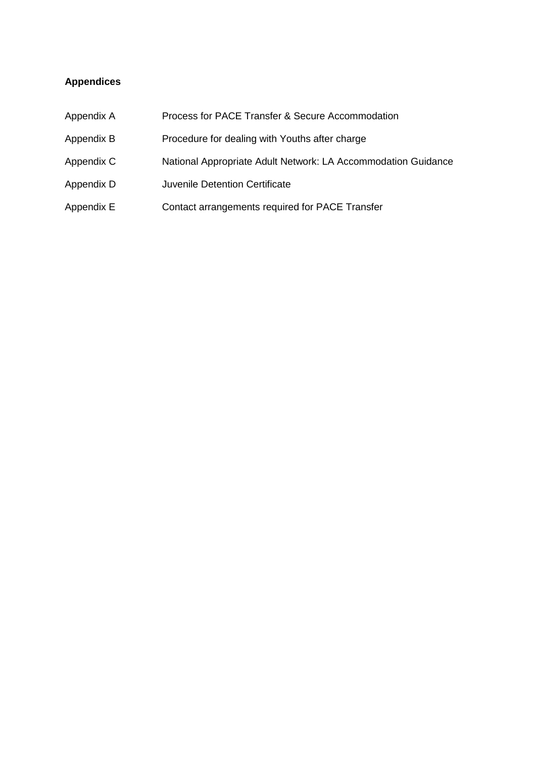**Appendices**

| | |
|---|---|
| Appendix A | Process for PACE Transfer & Secure Accommodation |
| Appendix B | Procedure for dealing with Youths after charge |
| Appendix C | National Appropriate Adult Network: LA Accommodation Guidance |
| Appendix D | Juvenile Detention Certificate |
| Appendix E | Contact arrangements required for PACE Transfer |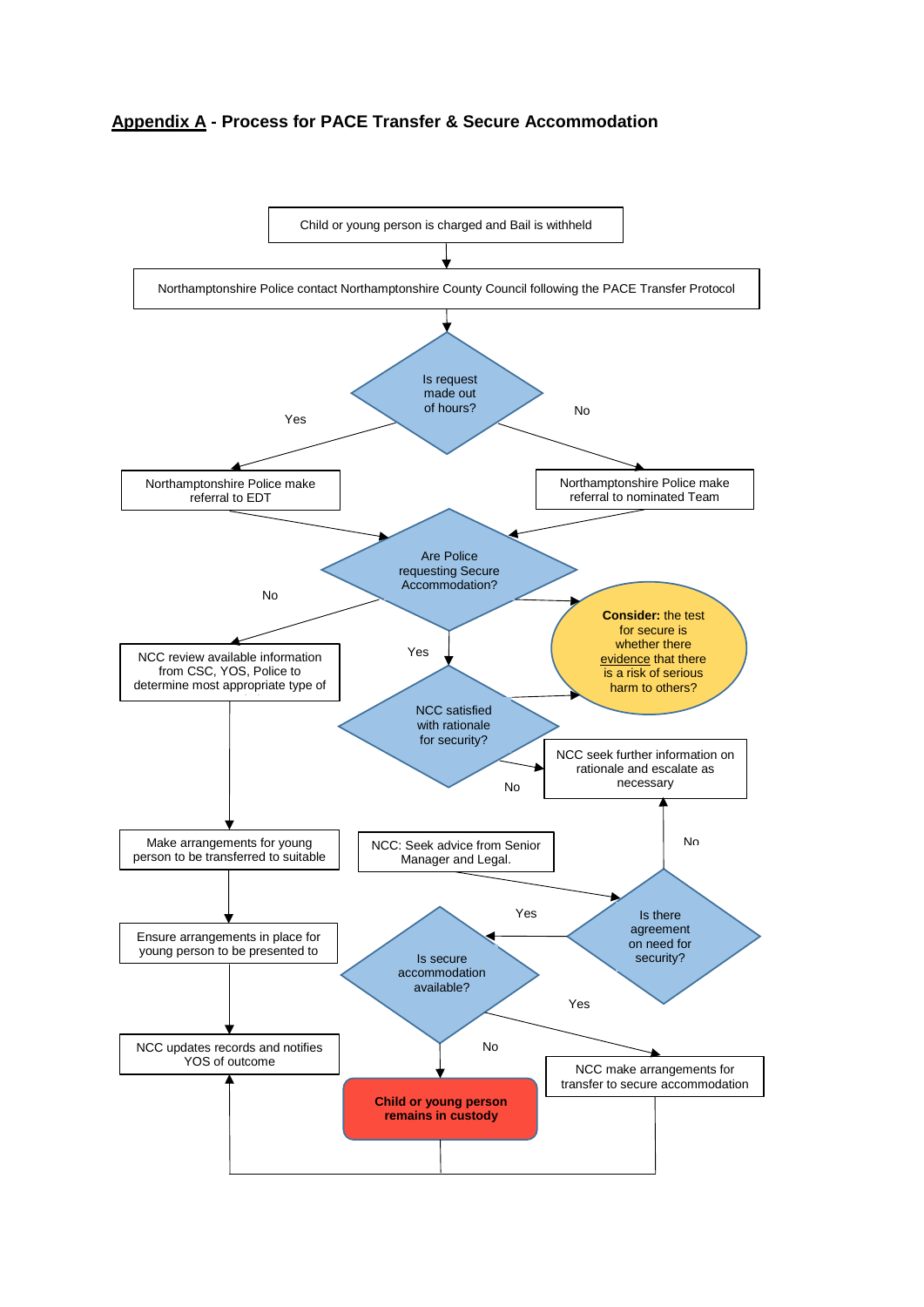## Appendix A - Process for PACE Transfer & Secure Accommodation

Child or young person is charged and Bail is withheld

Northamptonshire Police contact Northamptonshire County Council following the PACE Transfer Protocol

Is request made out of hours?

Yes

No

Northamptonshire Police make referral to EDT

Northamptonshire Police make referral to nominated Team

Are Police requesting Secure Accommodation?

No

Yes

**Consider:** the test for secure is whether there evidence that there is a risk of serious harm to others?

NCC review available information from CSC, YOS, Police to determine most appropriate type of

NCC satisfied with rationale for security?

No

NCC seek further information on rationale and escalate as necessary

No

Make arrangements for young person to be transferred to suitable

NCC: Seek advice from Senior Manager and Legal.

Yes

Is there agreement on need for security?

Ensure arrangements in place for young person to be presented to

Is secure accommodation available?

Yes

No

NCC updates records and notifies YOS of outcome

NCC make arrangements for transfer to secure accommodation

**Child or young person remains in custody**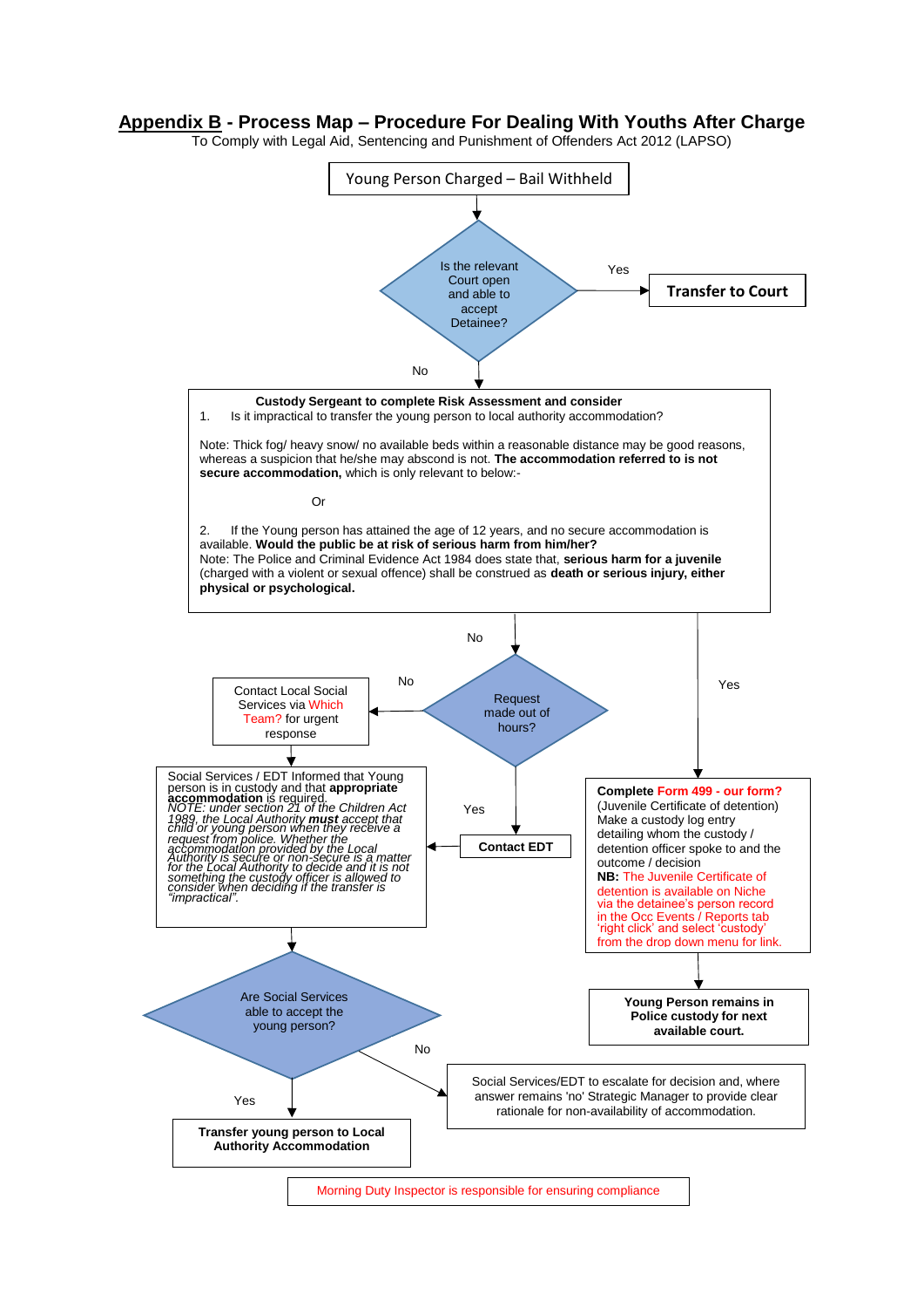## **Appendix B** - Process Map – Procedure For Dealing With Youths After Charge

To Comply with Legal Aid, Sentencing and Punishment of Offenders Act 2012 (LAPSO)

Young Person Charged – Bail Withheld

Is the relevant Court open and able to accept Detainee?

Yes → **Transfer to Court**

No ↓

**Custody Sergeant to complete Risk Assessment and consider**

1. Is it impractical to transfer the young person to local authority accommodation?

Note: Thick fog/ heavy snow/ no available beds within a reasonable distance may be good reasons, whereas a suspicion that he/she may abscond is not. **The accommodation referred to is not secure accommodation,** which is only relevant to below:-

Or

2. If the Young person has attained the age of 12 years, and no secure accommodation is available. **Would the public be at risk of serious harm from him/her?**
Note: The Police and Criminal Evidence Act 1984 does state that, **serious harm for a juvenile** (charged with a violent or sexual offence) shall be construed as **death or serious injury, either physical or psychological.**

No ↓

Request made out of hours?

No → Contact Local Social Services via Which Team? for urgent response

Yes → **Contact EDT**

Social Services / EDT Informed that Young person is in custody and that **appropriate accommodation** is required.
*NOTE: under section 21 of the Children Act 1989, the Local Authority **must** accept that child or young person when they receive a request from police. Whether the accommodation provided by the Local Authority is secure or non-secure is a matter for the Local Authority to decide and it is not something the custody officer is allowed to consider when deciding if the transfer is "impractical".*

Are Social Services able to accept the young person?

Yes → **Transfer young person to Local Authority Accommodation**

No → Social Services/EDT to escalate for decision and, where answer remains 'no' Strategic Manager to provide clear rationale for non-availability of accommodation.

Yes (from Risk Assessment) ↓

**Complete Form 499 - our form?**
(Juvenile Certificate of detention)
Make a custody log entry detailing whom the custody / detention officer spoke to and the outcome / decision
**NB:** The Juvenile Certificate of detention is available on Niche via the detainee's person record in the Occ Events / Reports tab 'right click' and select 'custody' from the drop down menu for link.

↓

**Young Person remains in Police custody for next available court.**

Morning Duty Inspector is responsible for ensuring compliance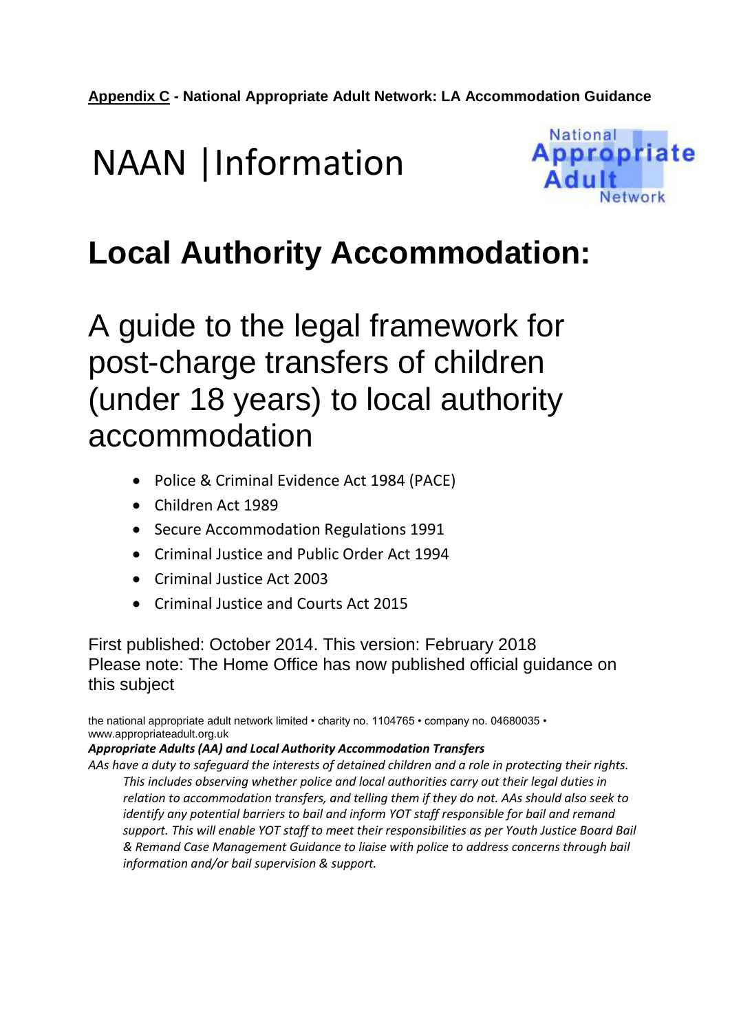**Appendix C - National Appropriate Adult Network: LA Accommodation Guidance**

# NAAN |Information

National Appropriate Adult Network

# Local Authority Accommodation:

## A guide to the legal framework for post-charge transfers of children (under 18 years) to local authority accommodation

- Police & Criminal Evidence Act 1984 (PACE)
- Children Act 1989
- Secure Accommodation Regulations 1991
- Criminal Justice and Public Order Act 1994
- Criminal Justice Act 2003
- Criminal Justice and Courts Act 2015

First published: October 2014. This version: February 2018
Please note: The Home Office has now published official guidance on this subject

the national appropriate adult network limited • charity no. 1104765 • company no. 04680035 • www.appropriateadult.org.uk

***Appropriate Adults (AA) and Local Authority Accommodation Transfers***

*AAs have a duty to safeguard the interests of detained children and a role in protecting their rights. This includes observing whether police and local authorities carry out their legal duties in relation to accommodation transfers, and telling them if they do not. AAs should also seek to identify any potential barriers to bail and inform YOT staff responsible for bail and remand support. This will enable YOT staff to meet their responsibilities as per Youth Justice Board Bail & Remand Case Management Guidance to liaise with police to address concerns through bail information and/or bail supervision & support.*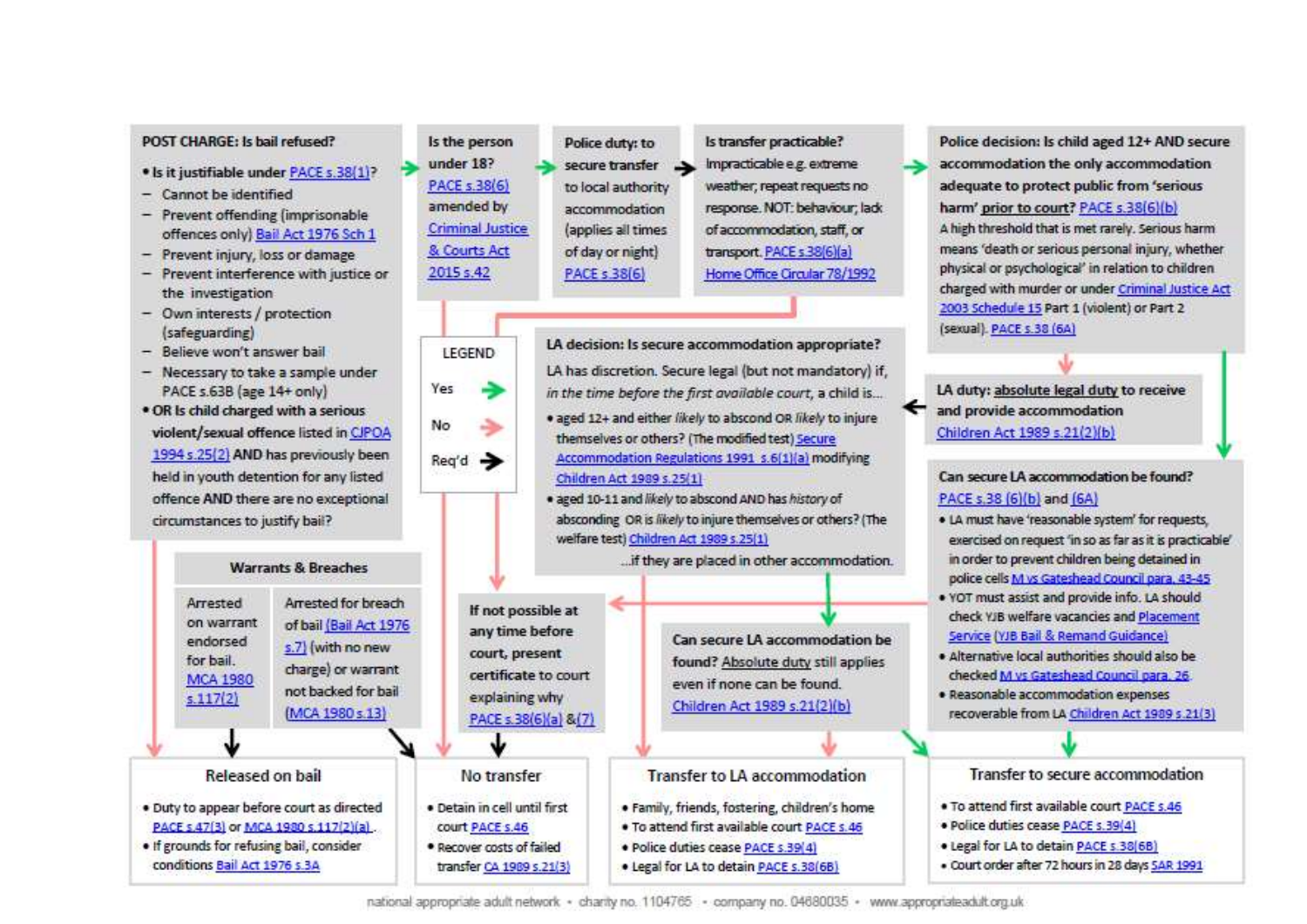**POST CHARGE: Is bail refused?**

- **Is it justifiable under PACE s.38(1)?**
  - Cannot be identified
  - Prevent offending (imprisonable offences only) Bail Act 1976 Sch 1
  - Prevent injury, loss or damage
  - Prevent interference with justice or the investigation
  - Own interests / protection (safeguarding)
  - Believe won't answer bail
  - Necessary to take a sample under PACE s.63B (age 14+ only)
- **OR Is child charged with a serious violent/sexual offence listed in CJPOA 1994 s.25(2) AND has previously been held in youth detention for any listed offence AND there are no exceptional circumstances to justify bail?**

**Is the person under 18?** PACE s.38(6) amended by Criminal Justice & Courts Act 2015 s.42

**Police duty: to secure transfer to local authority accommodation** (applies all times of day or night) PACE s.38(6)

**Is transfer practicable?** Impracticable e.g. extreme weather, repeat requests no response. NOT: behaviour, lack of accommodation, staff, or transport. PACE s.38(6)(a) Home Office Circular 78/1992

**Police decision: Is child aged 12+ AND secure accommodation the only accommodation adequate to protect public from 'serious harm' prior to court?** PACE s.38(6)(b)

A high threshold that is met rarely. Serious harm means 'death or serious personal injury, whether physical or psychological' in relation to children charged with murder or under Criminal Justice Act 2003 Schedule 15 Part 1 (violent) or Part 2 (sexual). PACE s.38 (6A)

**LEGEND**

- Yes → (green)
- No → (red)
- Req'd → (black)

**LA decision: Is secure accommodation appropriate?**

LA has discretion. Secure legal (but not mandatory) if, *in the time before the first available court*, a child is...

- aged 12+ and either *likely* to abscond OR *likely* to injure themselves or others? (The modified test) Secure Accommodation Regulations 1991 s.6(1)(a) modifying Children Act 1989 s.25(1)
- aged 10-11 and *likely* to abscond AND has *history* of absconding OR is *likely* to injure themselves or others? (The welfare test) Children Act 1989 s.25(1)

...if they are placed in other accommodation.

**LA duty: absolute legal duty to receive and provide accommodation** Children Act 1989 s.21(2)(b)

**Can secure LA accommodation be found?** PACE s.38 (6)(b) and (6A)

- LA must have 'reasonable system' for requests, exercised on request 'in so as far as it is practicable' in order to prevent children being detained in police cells M vs Gateshead Council para. 43-45
- YOT must assist and provide info. LA should check YJB welfare vacancies and Placement Service (YJB Bail & Remand Guidance)
- Alternative local authorities should also be checked M vs Gateshead Council para. 26
- Reasonable accommodation expenses recoverable from LA Children Act 1989 s.21(3)

**Warrants & Breaches**

| Arrested on warrant endorsed for bail. MCA 1980 s.117(2) | Arrested for breach of bail (Bail Act 1976 s.7) (with no new charge) or warrant not backed for bail (MCA 1980 s.13) |
|---|---|

**If not possible at any time before court, present certificate to court explaining why** PACE s.38(6)(a) &(7)

**Can secure LA accommodation be found?** Absolute duty still applies even if none can be found. Children Act 1989 s.21(2)(b)

**Released on bail**

- Duty to appear before court as directed PACE s.47(3) or MCA 1980 s.117(2)(a).
- If grounds for refusing bail, consider conditions Bail Act 1976 s.3A

**No transfer**

- Detain in cell until first court PACE s.46
- Recover costs of failed transfer CA 1989 s.21(3)

**Transfer to LA accommodation**

- Family, friends, fostering, children's home
- To attend first available court PACE s.46
- Police duties cease PACE s.39(4)
- Legal for LA to detain PACE s.38(6B)

**Transfer to secure accommodation**

- To attend first available court PACE s.46
- Police duties cease PACE s.39(4)
- Legal for LA to detain PACE s.38(6B)
- Court order after 72 hours in 28 days SAR 1991

national appropriate adult network • charity no. 1104765 • company no. 04680035 • www.appropriateadult.org.uk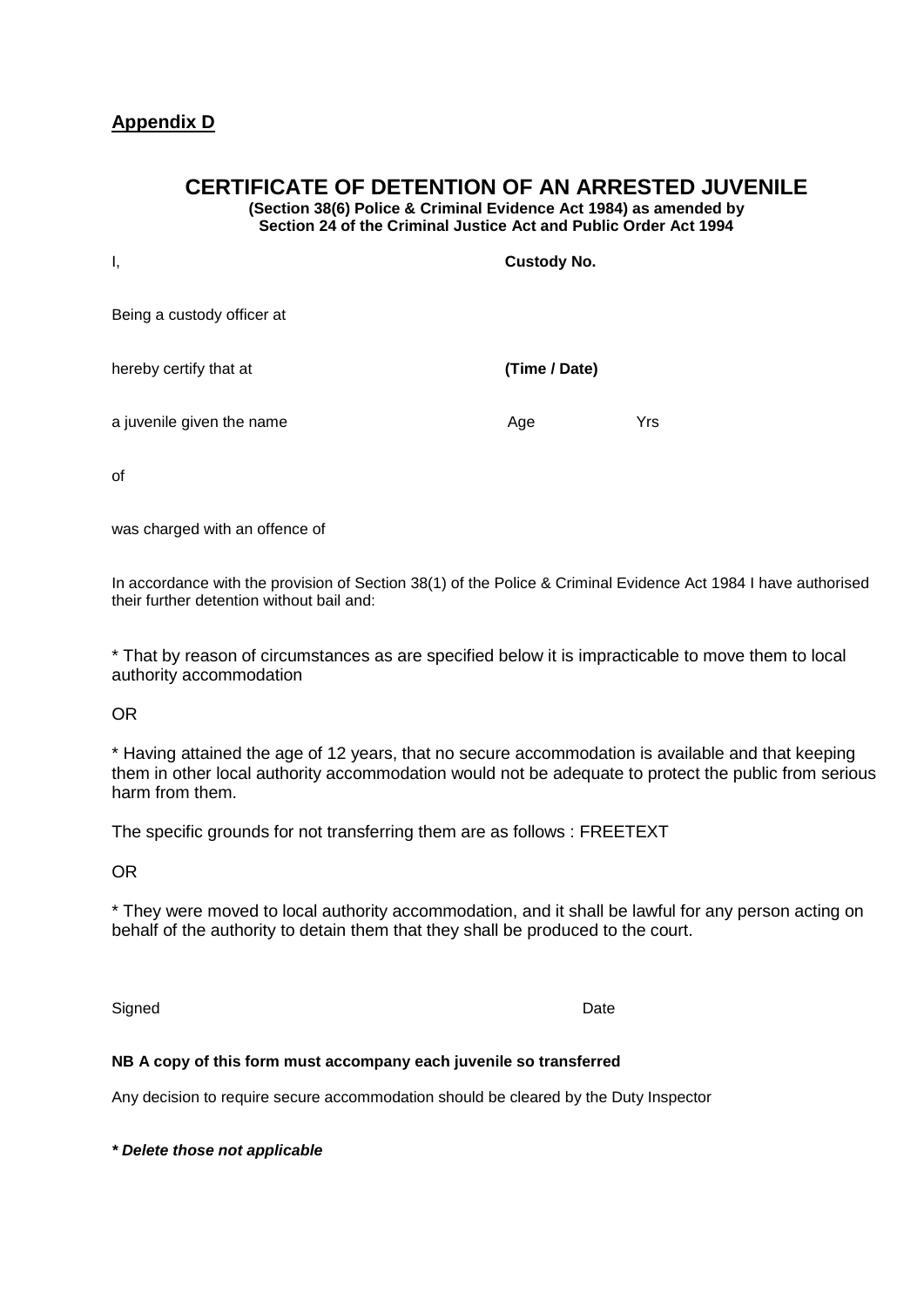**Appendix D**

# CERTIFICATE OF DETENTION OF AN ARRESTED JUVENILE

**(Section 38(6) Police & Criminal Evidence Act 1984) as amended by Section 24 of the Criminal Justice Act and Public Order Act 1994**

I, **Custody No.**

Being a custody officer at

hereby certify that at **(Time / Date)**

a juvenile given the name Age Yrs

of

was charged with an offence of

In accordance with the provision of Section 38(1) of the Police & Criminal Evidence Act 1984 I have authorised their further detention without bail and:

* That by reason of circumstances as are specified below it is impracticable to move them to local authority accommodation

OR

* Having attained the age of 12 years, that no secure accommodation is available and that keeping them in other local authority accommodation would not be adequate to protect the public from serious harm from them.

The specific grounds for not transferring them are as follows : FREETEXT

OR

* They were moved to local authority accommodation, and it shall be lawful for any person acting on behalf of the authority to detain them that they shall be produced to the court.

Signed Date

**NB A copy of this form must accompany each juvenile so transferred**

Any decision to require secure accommodation should be cleared by the Duty Inspector

***\* Delete those not applicable***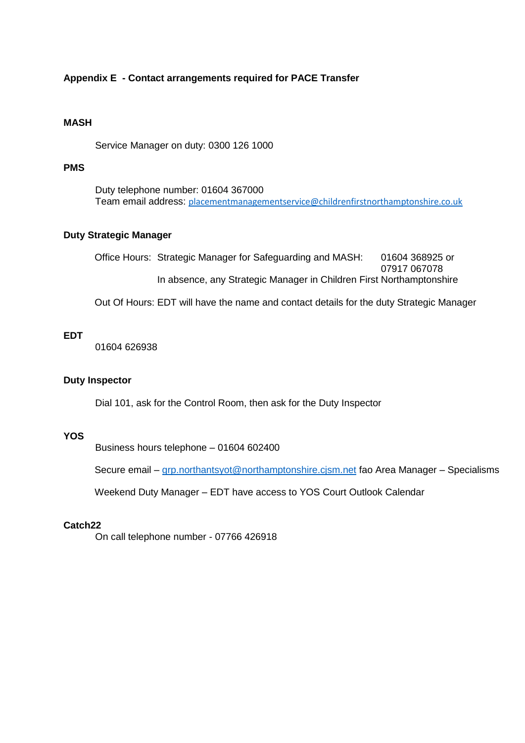## Appendix E - Contact arrangements required for PACE Transfer

### MASH

Service Manager on duty: 0300 126 1000

### PMS

Duty telephone number: 01604 367000
Team email address: placementmanagementservice@childrenfirstnorthamptonshire.co.uk

### Duty Strategic Manager

Office Hours: Strategic Manager for Safeguarding and MASH: 01604 368925 or 07917 067078
In absence, any Strategic Manager in Children First Northamptonshire

Out Of Hours: EDT will have the name and contact details for the duty Strategic Manager

### EDT

01604 626938

### Duty Inspector

Dial 101, ask for the Control Room, then ask for the Duty Inspector

### YOS

Business hours telephone – 01604 602400

Secure email – grp.northantsyot@northamptonshire.cjsm.net fao Area Manager – Specialisms

Weekend Duty Manager – EDT have access to YOS Court Outlook Calendar

### Catch22

On call telephone number - 07766 426918